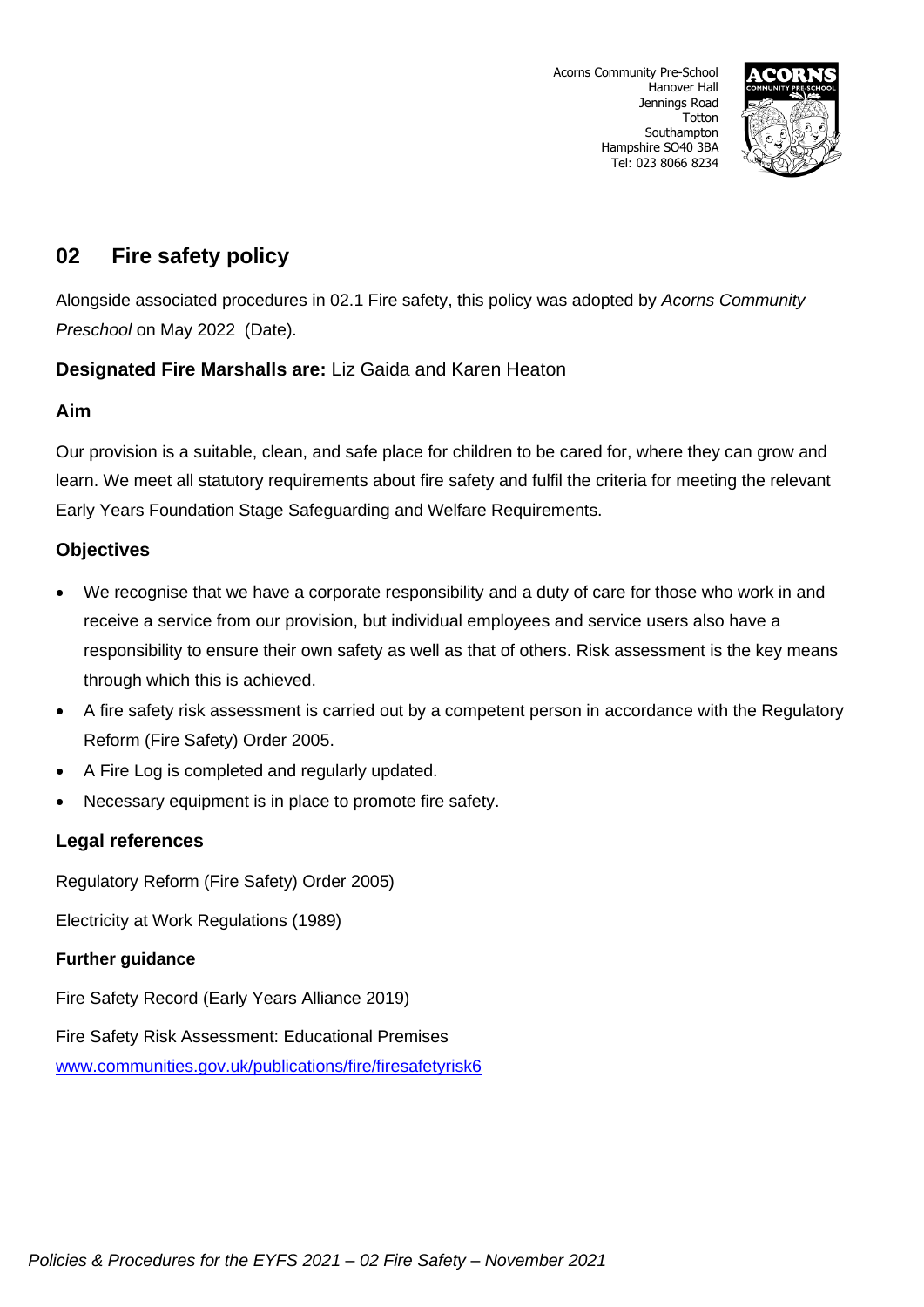Acorns Community Pre-School
Hanover Hall
Jennings Road
Totton
Southampton
Hampshire SO40 3BA
Tel: 023 8066 8234

## 02 Fire safety policy

Alongside associated procedures in 02.1 Fire safety, this policy was adopted by *Acorns Community Preschool* on May 2022 (Date).

**Designated Fire Marshalls are:** Liz Gaida and Karen Heaton

### Aim

Our provision is a suitable, clean, and safe place for children to be cared for, where they can grow and learn. We meet all statutory requirements about fire safety and fulfil the criteria for meeting the relevant Early Years Foundation Stage Safeguarding and Welfare Requirements.

### Objectives

- We recognise that we have a corporate responsibility and a duty of care for those who work in and receive a service from our provision, but individual employees and service users also have a responsibility to ensure their own safety as well as that of others. Risk assessment is the key means through which this is achieved.
- A fire safety risk assessment is carried out by a competent person in accordance with the Regulatory Reform (Fire Safety) Order 2005.
- A Fire Log is completed and regularly updated.
- Necessary equipment is in place to promote fire safety.

### Legal references

Regulatory Reform (Fire Safety) Order 2005)

Electricity at Work Regulations (1989)

#### Further guidance

Fire Safety Record (Early Years Alliance 2019)

Fire Safety Risk Assessment: Educational Premises
www.communities.gov.uk/publications/fire/firesafetyrisk6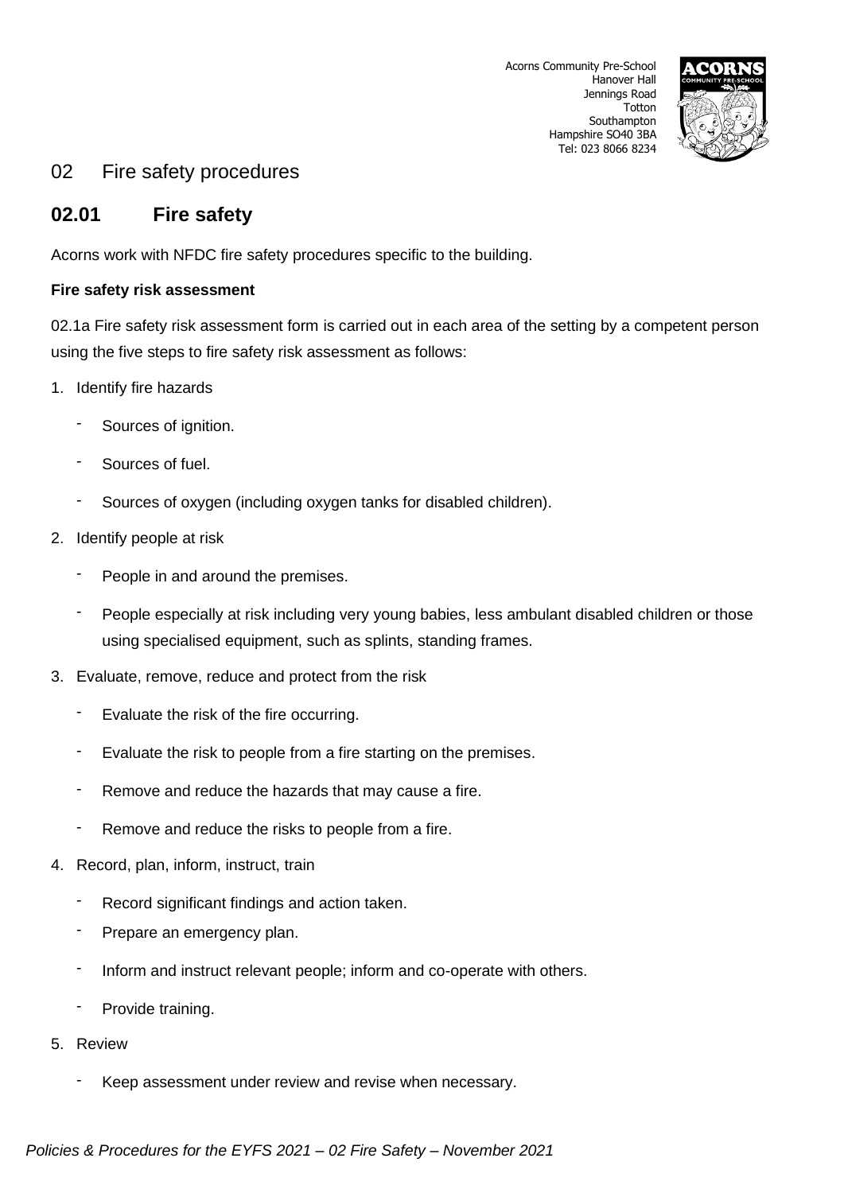Acorns Community Pre-School
Hanover Hall
Jennings Road
Totton
Southampton
Hampshire SO40 3BA
Tel: 023 8066 8234

# 02 Fire safety procedures

## 02.01 Fire safety

Acorns work with NFDC fire safety procedures specific to the building.

**Fire safety risk assessment**

02.1a Fire safety risk assessment form is carried out in each area of the setting by a competent person using the five steps to fire safety risk assessment as follows:

1. Identify fire hazards
    - Sources of ignition.
    - Sources of fuel.
    - Sources of oxygen (including oxygen tanks for disabled children).
2. Identify people at risk
    - People in and around the premises.
    - People especially at risk including very young babies, less ambulant disabled children or those using specialised equipment, such as splints, standing frames.
3. Evaluate, remove, reduce and protect from the risk
    - Evaluate the risk of the fire occurring.
    - Evaluate the risk to people from a fire starting on the premises.
    - Remove and reduce the hazards that may cause a fire.
    - Remove and reduce the risks to people from a fire.
4. Record, plan, inform, instruct, train
    - Record significant findings and action taken.
    - Prepare an emergency plan.
    - Inform and instruct relevant people; inform and co-operate with others.
    - Provide training.
5. Review
    - Keep assessment under review and revise when necessary.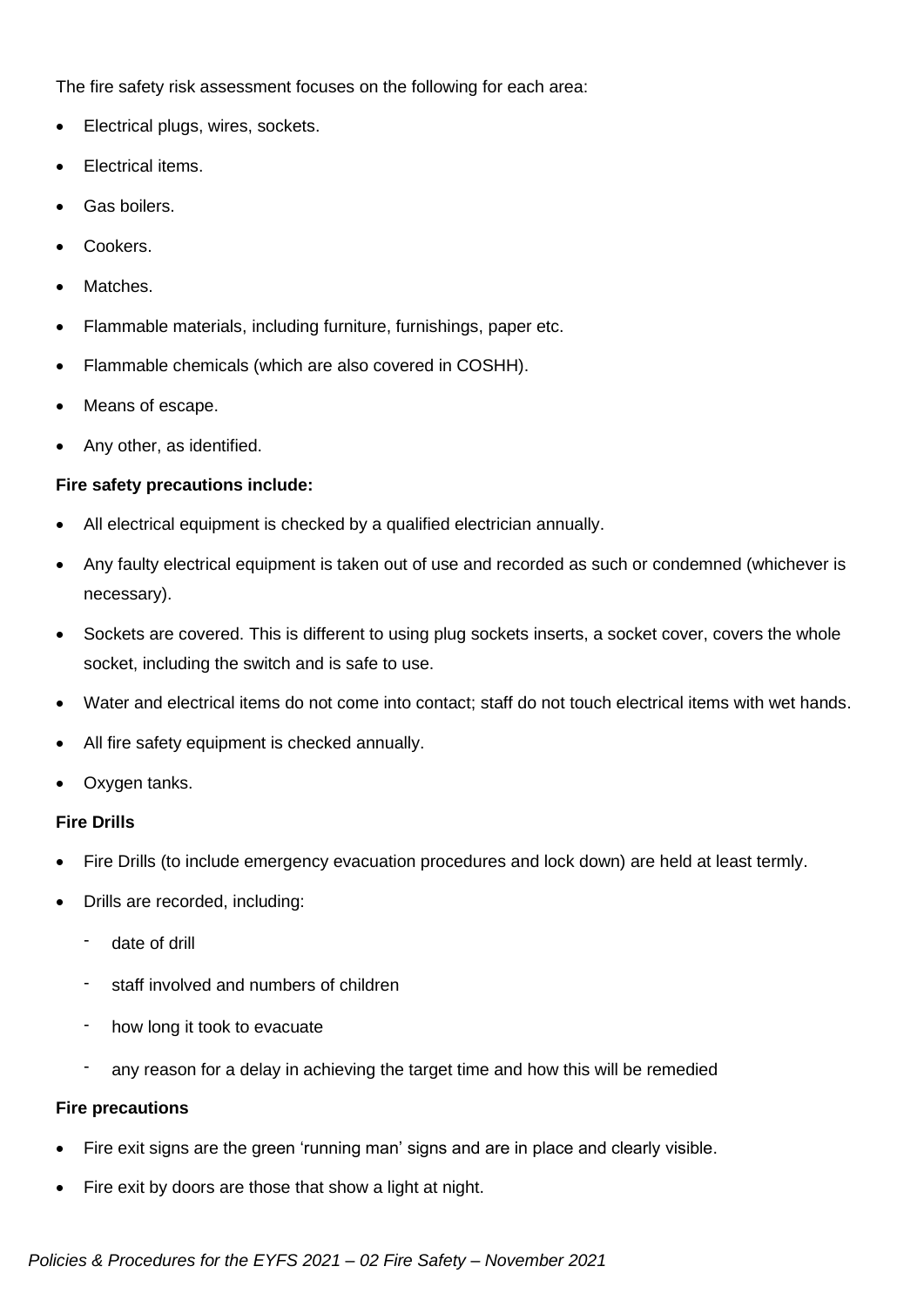The fire safety risk assessment focuses on the following for each area:

- Electrical plugs, wires, sockets.
- Electrical items.
- Gas boilers.
- Cookers.
- Matches.
- Flammable materials, including furniture, furnishings, paper etc.
- Flammable chemicals (which are also covered in COSHH).
- Means of escape.
- Any other, as identified.

**Fire safety precautions include:**

- All electrical equipment is checked by a qualified electrician annually.
- Any faulty electrical equipment is taken out of use and recorded as such or condemned (whichever is necessary).
- Sockets are covered. This is different to using plug sockets inserts, a socket cover, covers the whole socket, including the switch and is safe to use.
- Water and electrical items do not come into contact; staff do not touch electrical items with wet hands.
- All fire safety equipment is checked annually.
- Oxygen tanks.

**Fire Drills**

- Fire Drills (to include emergency evacuation procedures and lock down) are held at least termly.
- Drills are recorded, including:
  - date of drill
  - staff involved and numbers of children
  - how long it took to evacuate
  - any reason for a delay in achieving the target time and how this will be remedied

**Fire precautions**

- Fire exit signs are the green 'running man' signs and are in place and clearly visible.
- Fire exit by doors are those that show a light at night.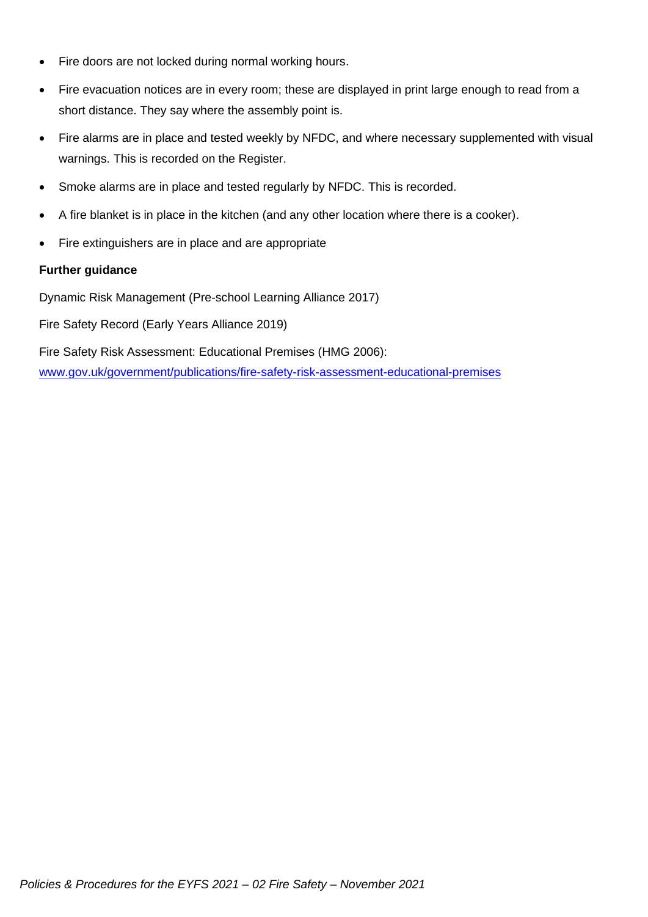- Fire doors are not locked during normal working hours.
- Fire evacuation notices are in every room; these are displayed in print large enough to read from a short distance. They say where the assembly point is.
- Fire alarms are in place and tested weekly by NFDC, and where necessary supplemented with visual warnings. This is recorded on the Register.
- Smoke alarms are in place and tested regularly by NFDC. This is recorded.
- A fire blanket is in place in the kitchen (and any other location where there is a cooker).
- Fire extinguishers are in place and are appropriate

**Further guidance**

Dynamic Risk Management (Pre-school Learning Alliance 2017)

Fire Safety Record (Early Years Alliance 2019)

Fire Safety Risk Assessment: Educational Premises (HMG 2006):
[www.gov.uk/government/publications/fire-safety-risk-assessment-educational-premises](http://www.gov.uk/government/publications/fire-safety-risk-assessment-educational-premises)